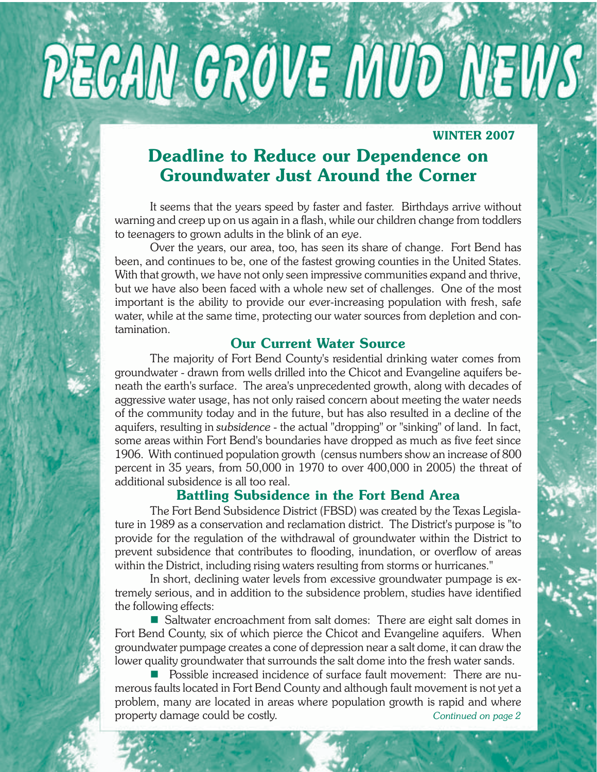# PECAN GROVE MUD NEWS

**WINTER 2007**

## Deadline to Reduce our Dependence on Groundwater Just Around the Corner

It seems that the years speed by faster and faster. Birthdays arrive without warning and creep up on us again in a flash, while our children change from toddlers to teenagers to grown adults in the blink of an eye.

Over the years, our area, too, has seen its share of change. Fort Bend has been, and continues to be, one of the fastest growing counties in the United States. With that growth, we have not only seen impressive communities expand and thrive, but we have also been faced with a whole new set of challenges. One of the most important is the ability to provide our ever-increasing population with fresh, safe water, while at the same time, protecting our water sources from depletion and contamination.

### Our Current Water Source

The majority of Fort Bend County's residential drinking water comes from groundwater - drawn from wells drilled into the Chicot and Evangeline aquifers beneath the earth's surface. The area's unprecedented growth, along with decades of aggressive water usage, has not only raised concern about meeting the water needs of the community today and in the future, but has also resulted in a decline of the aquifers, resulting in *subsidence* - the actual "dropping" or "sinking" of land. In fact, some areas within Fort Bend's boundaries have dropped as much as five feet since 1906. With continued population growth (census numbers show an increase of 800 percent in 35 years, from 50,000 in 1970 to over 400,000 in 2005) the threat of additional subsidence is all too real.

### Battling Subsidence in the Fort Bend Area

The Fort Bend Subsidence District (FBSD) was created by the Texas Legislature in 1989 as a conservation and reclamation district. The District's purpose is "to provide for the regulation of the withdrawal of groundwater within the District to prevent subsidence that contributes to flooding, inundation, or overflow of areas within the District, including rising waters resulting from storms or hurricanes."

In short, declining water levels from excessive groundwater pumpage is extremely serious, and in addition to the subsidence problem, studies have identified the following effects:

- Saltwater encroachment from salt domes: There are eight salt domes in Fort Bend County, six of which pierce the Chicot and Evangeline aquifers. When groundwater pumpage creates a cone of depression near a salt dome, it can draw the lower quality groundwater that surrounds the salt dome into the fresh water sands.
- Possible increased incidence of surface fault movement: There are numerous faults located in Fort Bend County and although fault movement is not yet a problem, many are located in areas where population growth is rapid and where property damage could be costly.

*Continued on page 2*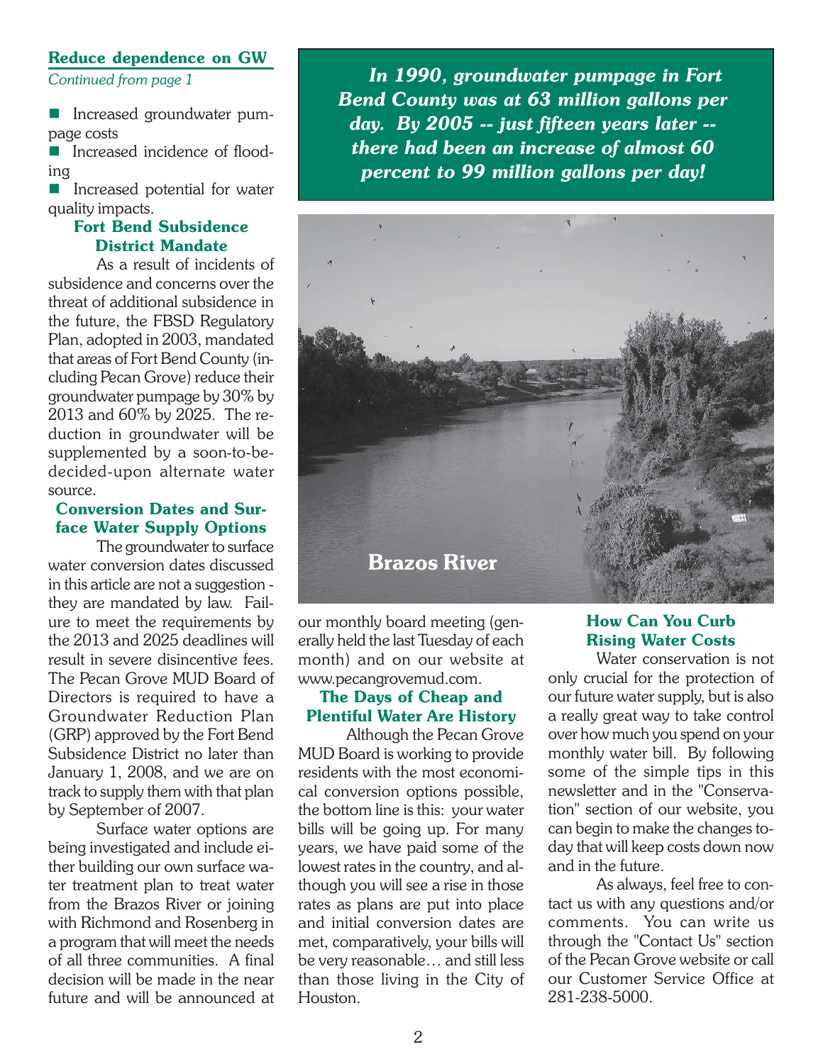## Reduce dependence on GW

*Continued from page 1*

- Increased groundwater pumpage costs
- Increased incidence of flooding
- Increased potential for water quality impacts.

### Fort Bend Subsidence District Mandate

As a result of incidents of subsidence and concerns over the threat of additional subsidence in the future, the FBSD Regulatory Plan, adopted in 2003, mandated that areas of Fort Bend County (including Pecan Grove) reduce their groundwater pumpage by 30% by 2013 and 60% by 2025. The reduction in groundwater will be supplemented by a soon-to-be-decided-upon alternate water source.

### Conversion Dates and Surface Water Supply Options

The groundwater to surface water conversion dates discussed in this article are not a suggestion - they are mandated by law. Failure to meet the requirements by the 2013 and 2025 deadlines will result in severe disincentive fees. The Pecan Grove MUD Board of Directors is required to have a Groundwater Reduction Plan (GRP) approved by the Fort Bend Subsidence District no later than January 1, 2008, and we are on track to supply them with that plan by September of 2007.

Surface water options are being investigated and include either building our own surface water treatment plan to treat water from the Brazos River or joining with Richmond and Rosenberg in a program that will meet the needs of all three communities. A final decision will be made in the near future and will be announced at our monthly board meeting (generally held the last Tuesday of each month) and on our website at www.pecangrovemud.com.

***In 1990, groundwater pumpage in Fort Bend County was at 63 million gallons per day. By 2005 -- just fifteen years later -- there had been an increase of almost 60 percent to 99 million gallons per day!***

**Brazos River**

### The Days of Cheap and Plentiful Water Are History

Although the Pecan Grove MUD Board is working to provide residents with the most economical conversion options possible, the bottom line is this: your water bills will be going up. For many years, we have paid some of the lowest rates in the country, and although you will see a rise in those rates as plans are put into place and initial conversion dates are met, comparatively, your bills will be very reasonable… and still less than those living in the City of Houston.

### How Can You Curb Rising Water Costs

Water conservation is not only crucial for the protection of our future water supply, but is also a really great way to take control over how much you spend on your monthly water bill. By following some of the simple tips in this newsletter and in the "Conservation" section of our website, you can begin to make the changes today that will keep costs down now and in the future.

As always, feel free to contact us with any questions and/or comments. You can write us through the "Contact Us" section of the Pecan Grove website or call our Customer Service Office at 281-238-5000.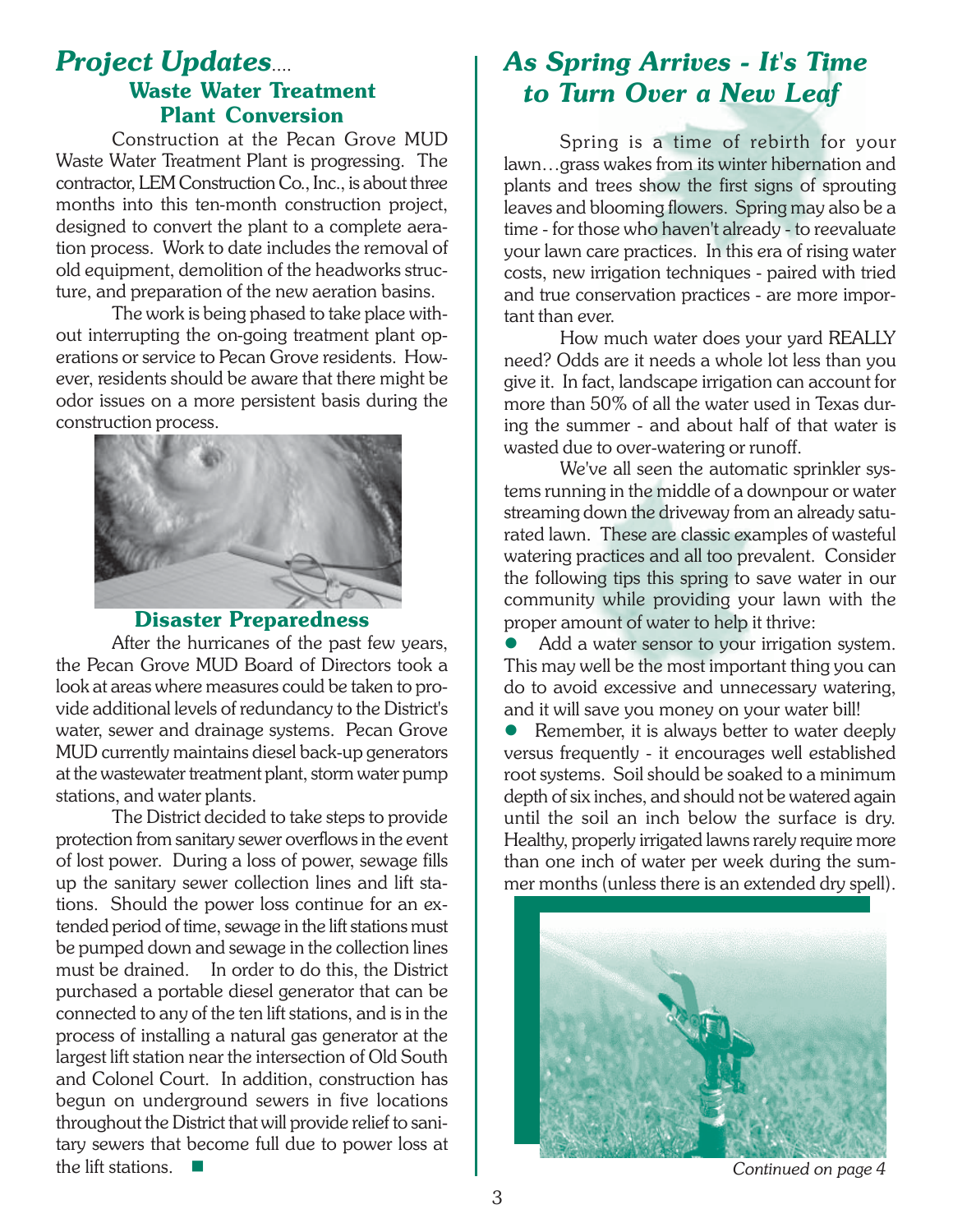## *Project Updates....*

### Waste Water Treatment Plant Conversion

Construction at the Pecan Grove MUD Waste Water Treatment Plant is progressing. The contractor, LEM Construction Co., Inc., is about three months into this ten-month construction project, designed to convert the plant to a complete aeration process. Work to date includes the removal of old equipment, demolition of the headworks structure, and preparation of the new aeration basins.

The work is being phased to take place without interrupting the on-going treatment plant operations or service to Pecan Grove residents. However, residents should be aware that there might be odor issues on a more persistent basis during the construction process.

### Disaster Preparedness

After the hurricanes of the past few years, the Pecan Grove MUD Board of Directors took a look at areas where measures could be taken to provide additional levels of redundancy to the District's water, sewer and drainage systems. Pecan Grove MUD currently maintains diesel back-up generators at the wastewater treatment plant, storm water pump stations, and water plants.

The District decided to take steps to provide protection from sanitary sewer overflows in the event of lost power. During a loss of power, sewage fills up the sanitary sewer collection lines and lift stations. Should the power loss continue for an extended period of time, sewage in the lift stations must be pumped down and sewage in the collection lines must be drained. In order to do this, the District purchased a portable diesel generator that can be connected to any of the ten lift stations, and is in the process of installing a natural gas generator at the largest lift station near the intersection of Old South and Colonel Court. In addition, construction has begun on underground sewers in five locations throughout the District that will provide relief to sanitary sewers that become full due to power loss at the lift stations. ■

## *As Spring Arrives - It's Time to Turn Over a New Leaf*

Spring is a time of rebirth for your lawn…grass wakes from its winter hibernation and plants and trees show the first signs of sprouting leaves and blooming flowers. Spring may also be a time - for those who haven't already - to reevaluate your lawn care practices. In this era of rising water costs, new irrigation techniques - paired with tried and true conservation practices - are more important than ever.

How much water does your yard REALLY need? Odds are it needs a whole lot less than you give it. In fact, landscape irrigation can account for more than 50% of all the water used in Texas during the summer - and about half of that water is wasted due to over-watering or runoff.

We've all seen the automatic sprinkler systems running in the middle of a downpour or water streaming down the driveway from an already saturated lawn. These are classic examples of wasteful watering practices and all too prevalent. Consider the following tips this spring to save water in our community while providing your lawn with the proper amount of water to help it thrive:

- Add a water sensor to your irrigation system. This may well be the most important thing you can do to avoid excessive and unnecessary watering, and it will save you money on your water bill!
- Remember, it is always better to water deeply versus frequently - it encourages well established root systems. Soil should be soaked to a minimum depth of six inches, and should not be watered again until the soil an inch below the surface is dry. Healthy, properly irrigated lawns rarely require more than one inch of water per week during the summer months (unless there is an extended dry spell).

*Continued on page 4*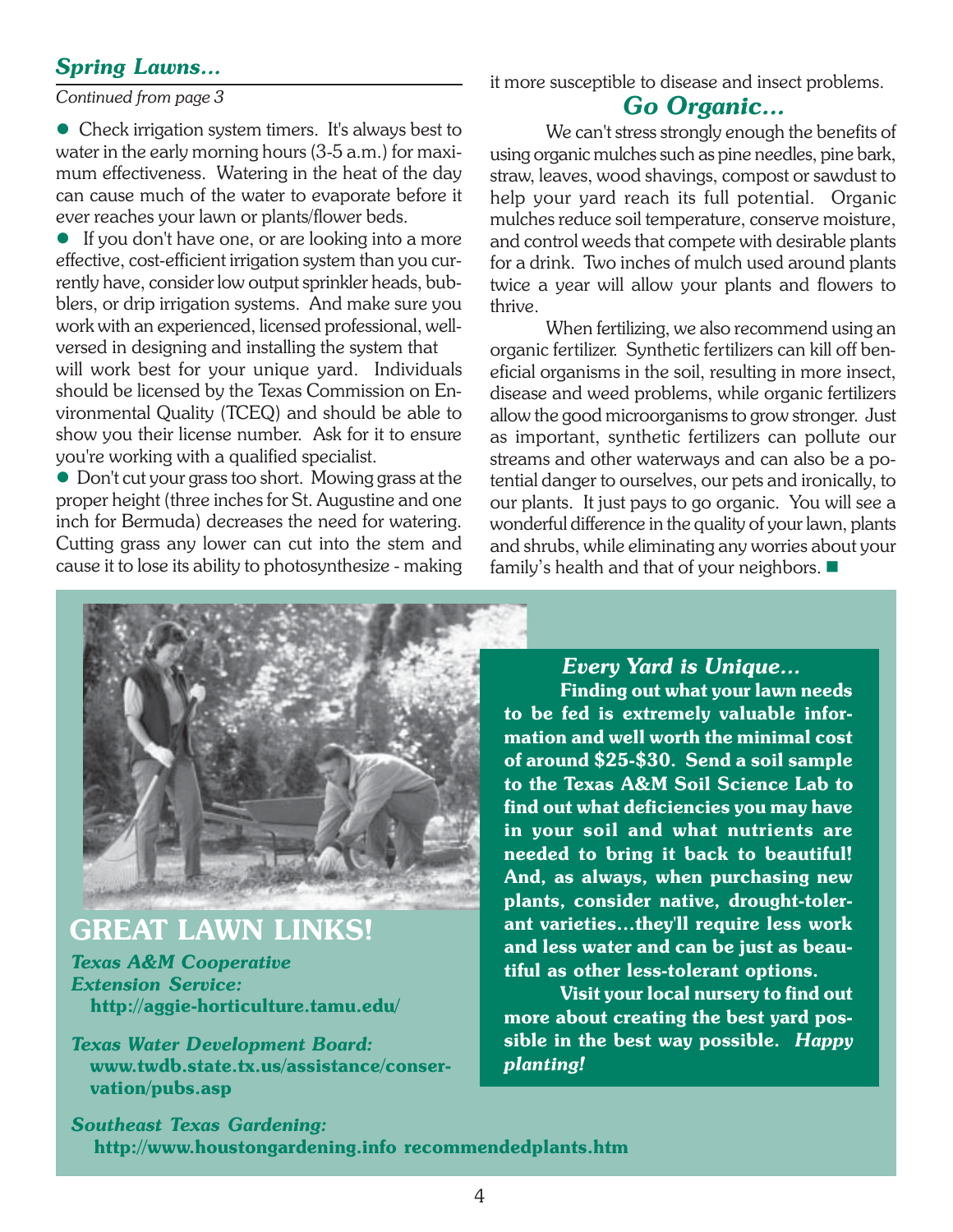## *Spring Lawns...*

*Continued from page 3*

- Check irrigation system timers. It's always best to water in the early morning hours (3-5 a.m.) for maximum effectiveness. Watering in the heat of the day can cause much of the water to evaporate before it ever reaches your lawn or plants/flower beds.
- If you don't have one, or are looking into a more effective, cost-efficient irrigation system than you currently have, consider low output sprinkler heads, bubblers, or drip irrigation systems. And make sure you work with an experienced, licensed professional, well-versed in designing and installing the system that will work best for your unique yard. Individuals should be licensed by the Texas Commission on Environmental Quality (TCEQ) and should be able to show you their license number. Ask for it to ensure you're working with a qualified specialist.
- Don't cut your grass too short. Mowing grass at the proper height (three inches for St. Augustine and one inch for Bermuda) decreases the need for watering. Cutting grass any lower can cut into the stem and cause it to lose its ability to photosynthesize - making it more susceptible to disease and insect problems.

## *Go Organic...*

We can't stress strongly enough the benefits of using organic mulches such as pine needles, pine bark, straw, leaves, wood shavings, compost or sawdust to help your yard reach its full potential. Organic mulches reduce soil temperature, conserve moisture, and control weeds that compete with desirable plants for a drink. Two inches of mulch used around plants twice a year will allow your plants and flowers to thrive.

When fertilizing, we also recommend using an organic fertilizer. Synthetic fertilizers can kill off beneficial organisms in the soil, resulting in more insect, disease and weed problems, while organic fertilizers allow the good microorganisms to grow stronger. Just as important, synthetic fertilizers can pollute our streams and other waterways and can also be a potential danger to ourselves, our pets and ironically, to our plants. It just pays to go organic. You will see a wonderful difference in the quality of your lawn, plants and shrubs, while eliminating any worries about your family's health and that of your neighbors. ■

## GREAT LAWN LINKS!

***Texas A&M Cooperative Extension Service:***
**http://aggie-horticulture.tamu.edu/**

***Texas Water Development Board:***
**www.twdb.state.tx.us/assistance/conservation/pubs.asp**

***Southeast Texas Gardening:***
**http://www.houstongardening.info recommendedplants.htm**

### *Every Yard is Unique...*

**Finding out what your lawn needs to be fed is extremely valuable information and well worth the minimal cost of around $25-$30. Send a soil sample to the Texas A&M Soil Science Lab to find out what deficiencies you may have in your soil and what nutrients are needed to bring it back to beautiful! And, as always, when purchasing new plants, consider native, drought-tolerant varieties...they'll require less work and less water and can be just as beautiful as other less-tolerant options.**

**Visit your local nursery to find out more about creating the best yard possible in the best way possible.** ***Happy planting!***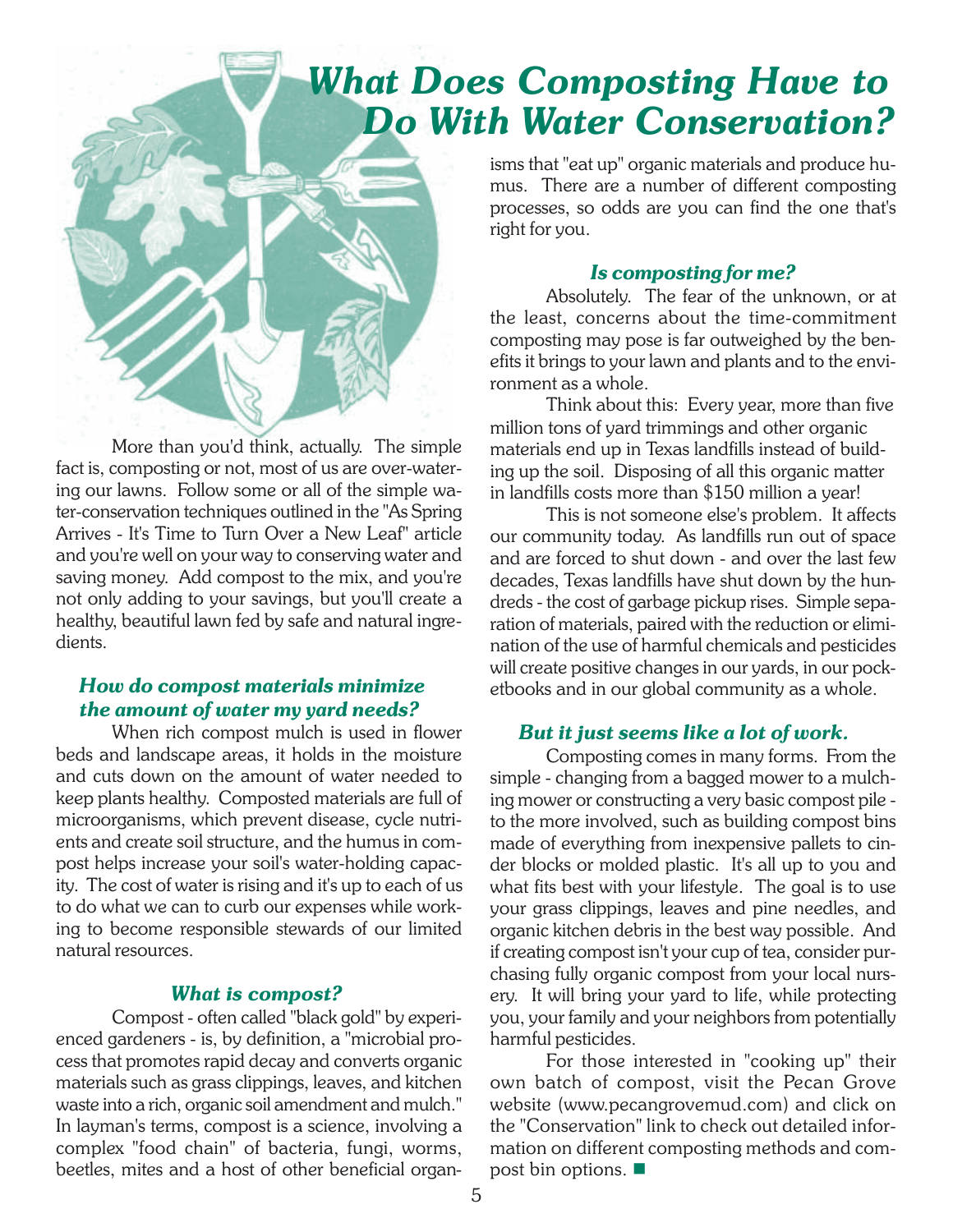# What Does Composting Have to Do With Water Conservation?

More than you'd think, actually. The simple fact is, composting or not, most of us are over-watering our lawns. Follow some or all of the simple water-conservation techniques outlined in the "As Spring Arrives - It's Time to Turn Over a New Leaf" article and you're well on your way to conserving water and saving money. Add compost to the mix, and you're not only adding to your savings, but you'll create a healthy, beautiful lawn fed by safe and natural ingredients.

### *How do compost materials minimize the amount of water my yard needs?*

When rich compost mulch is used in flower beds and landscape areas, it holds in the moisture and cuts down on the amount of water needed to keep plants healthy. Composted materials are full of microorganisms, which prevent disease, cycle nutrients and create soil structure, and the humus in compost helps increase your soil's water-holding capacity. The cost of water is rising and it's up to each of us to do what we can to curb our expenses while working to become responsible stewards of our limited natural resources.

### *What is compost?*

Compost - often called "black gold" by experienced gardeners - is, by definition, a "microbial process that promotes rapid decay and converts organic materials such as grass clippings, leaves, and kitchen waste into a rich, organic soil amendment and mulch." In layman's terms, compost is a science, involving a complex "food chain" of bacteria, fungi, worms, beetles, mites and a host of other beneficial organisms that "eat up" organic materials and produce humus. There are a number of different composting processes, so odds are you can find the one that's right for you.

### *Is composting for me?*

Absolutely. The fear of the unknown, or at the least, concerns about the time-commitment composting may pose is far outweighed by the benefits it brings to your lawn and plants and to the environment as a whole.

Think about this: Every year, more than five million tons of yard trimmings and other organic materials end up in Texas landfills instead of building up the soil. Disposing of all this organic matter in landfills costs more than $150 million a year!

This is not someone else's problem. It affects our community today. As landfills run out of space and are forced to shut down - and over the last few decades, Texas landfills have shut down by the hundreds - the cost of garbage pickup rises. Simple separation of materials, paired with the reduction or elimination of the use of harmful chemicals and pesticides will create positive changes in our yards, in our pocketbooks and in our global community as a whole.

### *But it just seems like a lot of work.*

Composting comes in many forms. From the simple - changing from a bagged mower to a mulching mower or constructing a very basic compost pile - to the more involved, such as building compost bins made of everything from inexpensive pallets to cinder blocks or molded plastic. It's all up to you and what fits best with your lifestyle. The goal is to use your grass clippings, leaves and pine needles, and organic kitchen debris in the best way possible. And if creating compost isn't your cup of tea, consider purchasing fully organic compost from your local nursery. It will bring your yard to life, while protecting you, your family and your neighbors from potentially harmful pesticides.

For those interested in "cooking up" their own batch of compost, visit the Pecan Grove website (www.pecangrovemud.com) and click on the "Conservation" link to check out detailed information on different composting methods and compost bin options. ■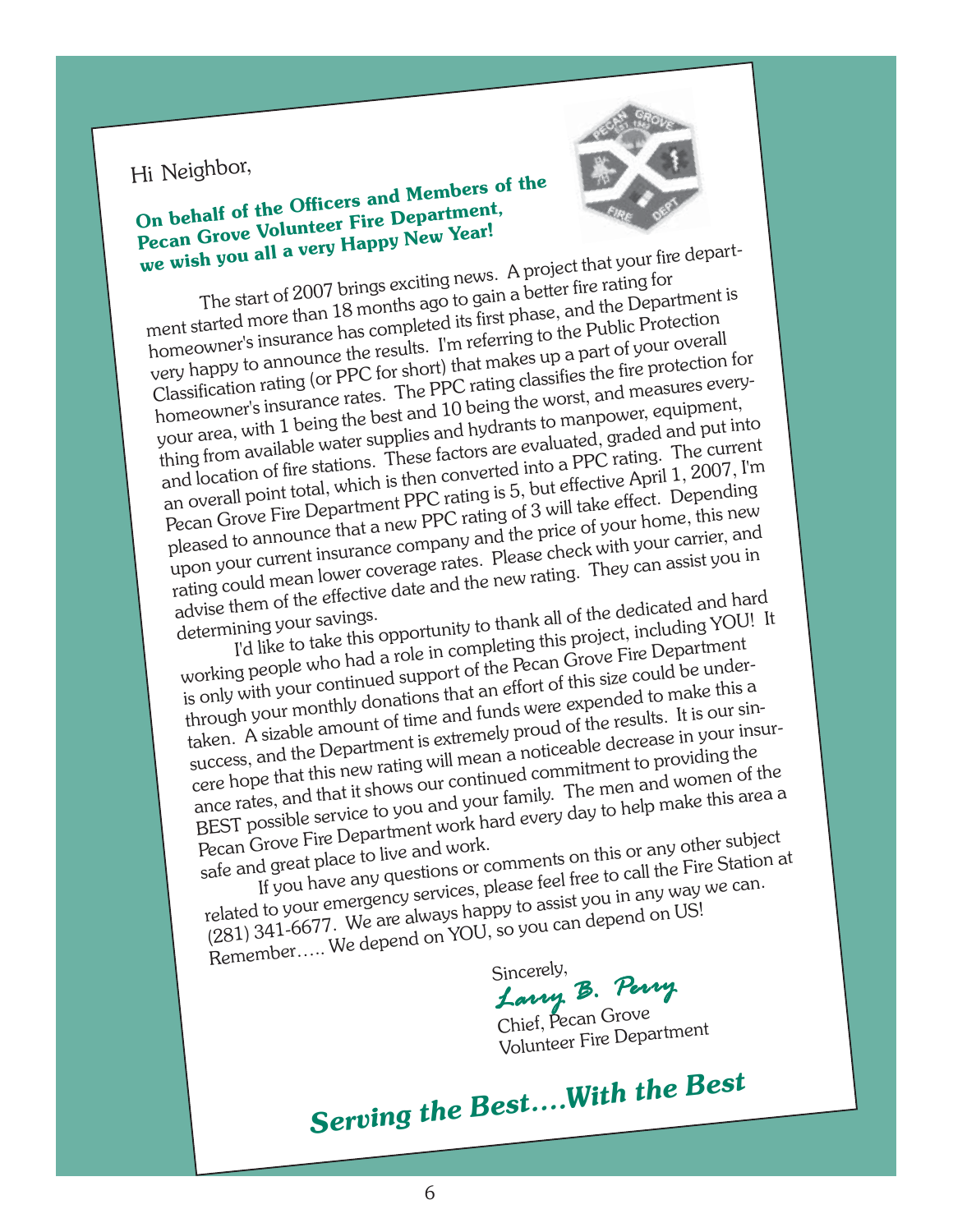Hi Neighbor,

**On behalf of the Officers and Members of the Pecan Grove Volunteer Fire Department, we wish you all a very Happy New Year!**

The start of 2007 brings exciting news. A project that your fire department started more than 18 months ago to gain a better fire rating for homeowner's insurance has completed its first phase, and the Department is very happy to announce the results. I'm referring to the Public Protection Classification rating (or PPC for short) that makes up a part of your overall homeowner's insurance rates. The PPC rating classifies the fire protection for your area, with 1 being the best and 10 being the worst, and measures everything from available water supplies and hydrants to manpower, equipment, and location of fire stations. These factors are evaluated, graded and put into an overall point total, which is then converted into a PPC rating. The current Pecan Grove Fire Department PPC rating is 5, but effective April 1, 2007, I'm pleased to announce that a new PPC rating of 3 will take effect. Depending upon your current insurance company and the price of your home, this new rating could mean lower coverage rates. Please check with your carrier, and advise them of the effective date and the new rating. They can assist you in determining your savings.

I'd like to take this opportunity to thank all of the dedicated and hard working people who had a role in completing this project, including YOU! It is only with your continued support of the Pecan Grove Fire Department through your monthly donations that an effort of this size could be undertaken. A sizable amount of time and funds were expended to make this a success, and the Department is extremely proud of the results. It is our sincere hope that this new rating will mean a noticeable decrease in your insurance rates, and that it shows our continued commitment to providing the BEST possible service to you and your family. The men and women of the Pecan Grove Fire Department work hard every day to help make this area a safe and great place to live and work.

If you have any questions or comments on this or any other subject related to your emergency services, please feel free to call the Fire Station at (281) 341-6677. We are always happy to assist you in any way we can. Remember….. We depend on YOU, so you can depend on US!

Sincerely,

*Larry B. Perry*

Chief, Pecan Grove
Volunteer Fire Department

***Serving the Best….With the Best***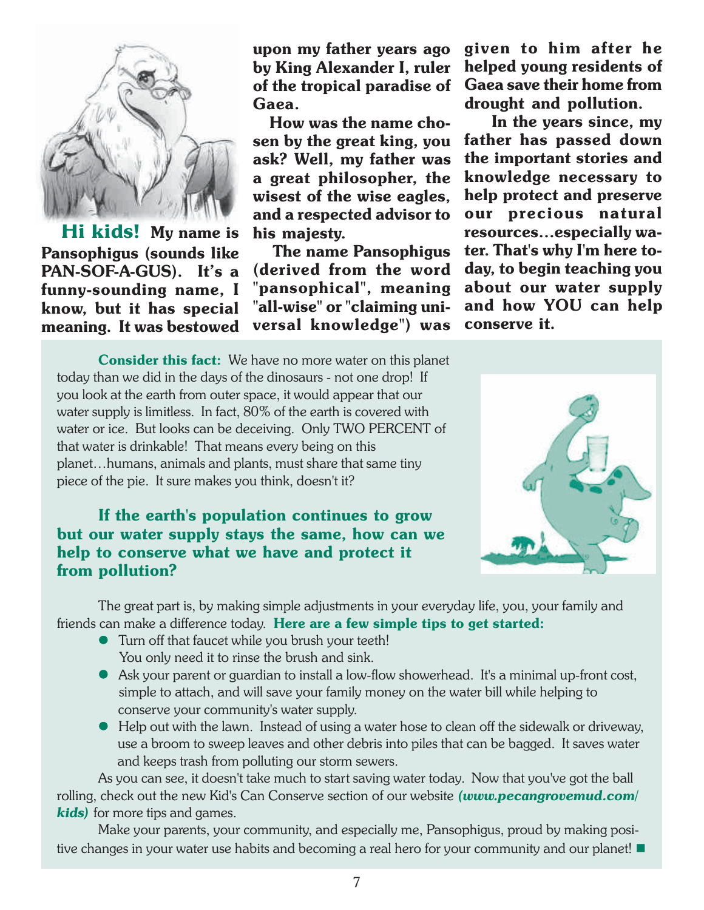**Hi kids!** **My name is Pansophigus (sounds like PAN-SOF-A-GUS). It's a funny-sounding name, I know, but it has special meaning. It was bestowed upon my father years ago by King Alexander I, ruler of the tropical paradise of Gaea.**

**How was the name chosen by the great king, you ask? Well, my father was a great philosopher, the wisest of the wise eagles, and a respected advisor to his majesty.**

**The name Pansophigus (derived from the word "pansophical", meaning "all-wise" or "claiming universal knowledge") was given to him after he helped young residents of Gaea save their home from drought and pollution.**

**In the years since, my father has passed down the important stories and knowledge necessary to help protect and preserve our precious natural resources…especially water. That's why I'm here today, to begin teaching you about our water supply and how YOU can help conserve it.**

**Consider this fact:** We have no more water on this planet today than we did in the days of the dinosaurs - not one drop! If you look at the earth from outer space, it would appear that our water supply is limitless. In fact, 80% of the earth is covered with water or ice. But looks can be deceiving. Only TWO PERCENT of that water is drinkable! That means every being on this planet…humans, animals and plants, must share that same tiny piece of the pie. It sure makes you think, doesn't it?

**If the earth's population continues to grow but our water supply stays the same, how can we help to conserve what we have and protect it from pollution?**

The great part is, by making simple adjustments in your everyday life, you, your family and friends can make a difference today. **Here are a few simple tips to get started:**

- Turn off that faucet while you brush your teeth! You only need it to rinse the brush and sink.
- Ask your parent or guardian to install a low-flow showerhead. It's a minimal up-front cost, simple to attach, and will save your family money on the water bill while helping to conserve your community's water supply.
- Help out with the lawn. Instead of using a water hose to clean off the sidewalk or driveway, use a broom to sweep leaves and other debris into piles that can be bagged. It saves water and keeps trash from polluting our storm sewers.

As you can see, it doesn't take much to start saving water today. Now that you've got the ball rolling, check out the new Kid's Can Conserve section of our website ***(www.pecangrovemud.com/kids)*** for more tips and games.

Make your parents, your community, and especially me, Pansophigus, proud by making positive changes in your water use habits and becoming a real hero for your community and our planet! ■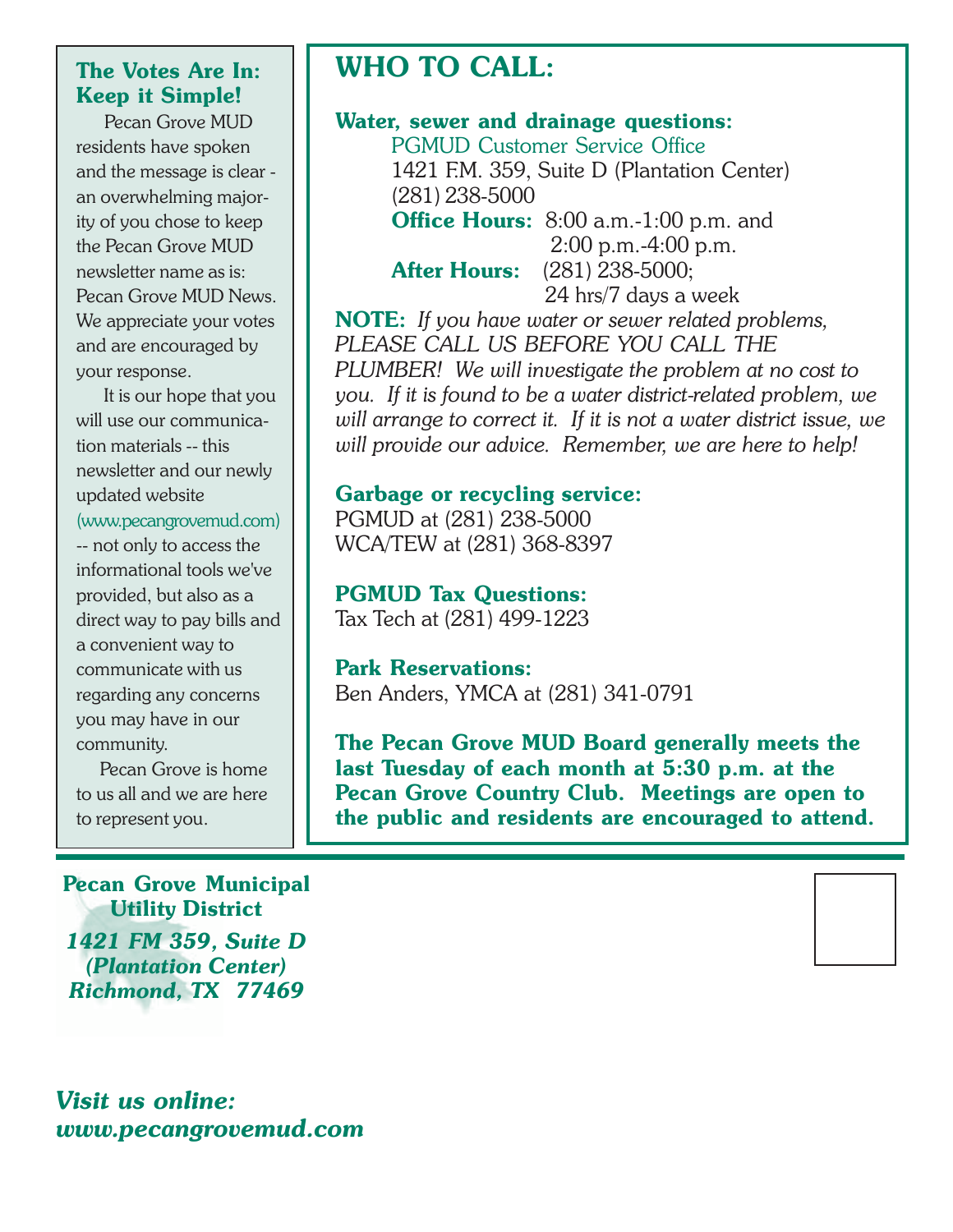## The Votes Are In: Keep it Simple!

Pecan Grove MUD residents have spoken and the message is clear - an overwhelming majority of you chose to keep the Pecan Grove MUD newsletter name as is: Pecan Grove MUD News. We appreciate your votes and are encouraged by your response.

It is our hope that you will use our communication materials -- this newsletter and our newly updated website (www.pecangrovemud.com) -- not only to access the informational tools we've provided, but also as a direct way to pay bills and a convenient way to communicate with us regarding any concerns you may have in our community.

Pecan Grove is home to us all and we are here to represent you.

## WHO TO CALL:

**Water, sewer and drainage questions:**

PGMUD Customer Service Office
1421 F.M. 359, Suite D (Plantation Center)
(281) 238-5000
**Office Hours:** 8:00 a.m.-1:00 p.m. and 2:00 p.m.-4:00 p.m.
**After Hours:** (281) 238-5000; 24 hrs/7 days a week

**NOTE:** *If you have water or sewer related problems, PLEASE CALL US BEFORE YOU CALL THE PLUMBER! We will investigate the problem at no cost to you. If it is found to be a water district-related problem, we will arrange to correct it. If it is not a water district issue, we will provide our advice. Remember, we are here to help!*

**Garbage or recycling service:**
PGMUD at (281) 238-5000
WCA/TEW at (281) 368-8397

**PGMUD Tax Questions:**
Tax Tech at (281) 499-1223

**Park Reservations:**
Ben Anders, YMCA at (281) 341-0791

**The Pecan Grove MUD Board generally meets the last Tuesday of each month at 5:30 p.m. at the Pecan Grove Country Club. Meetings are open to the public and residents are encouraged to attend.**

**Pecan Grove Municipal Utility District**
***1421 FM 359, Suite D***
***(Plantation Center)***
***Richmond, TX 77469***

***Visit us online:***
***www.pecangrovemud.com***